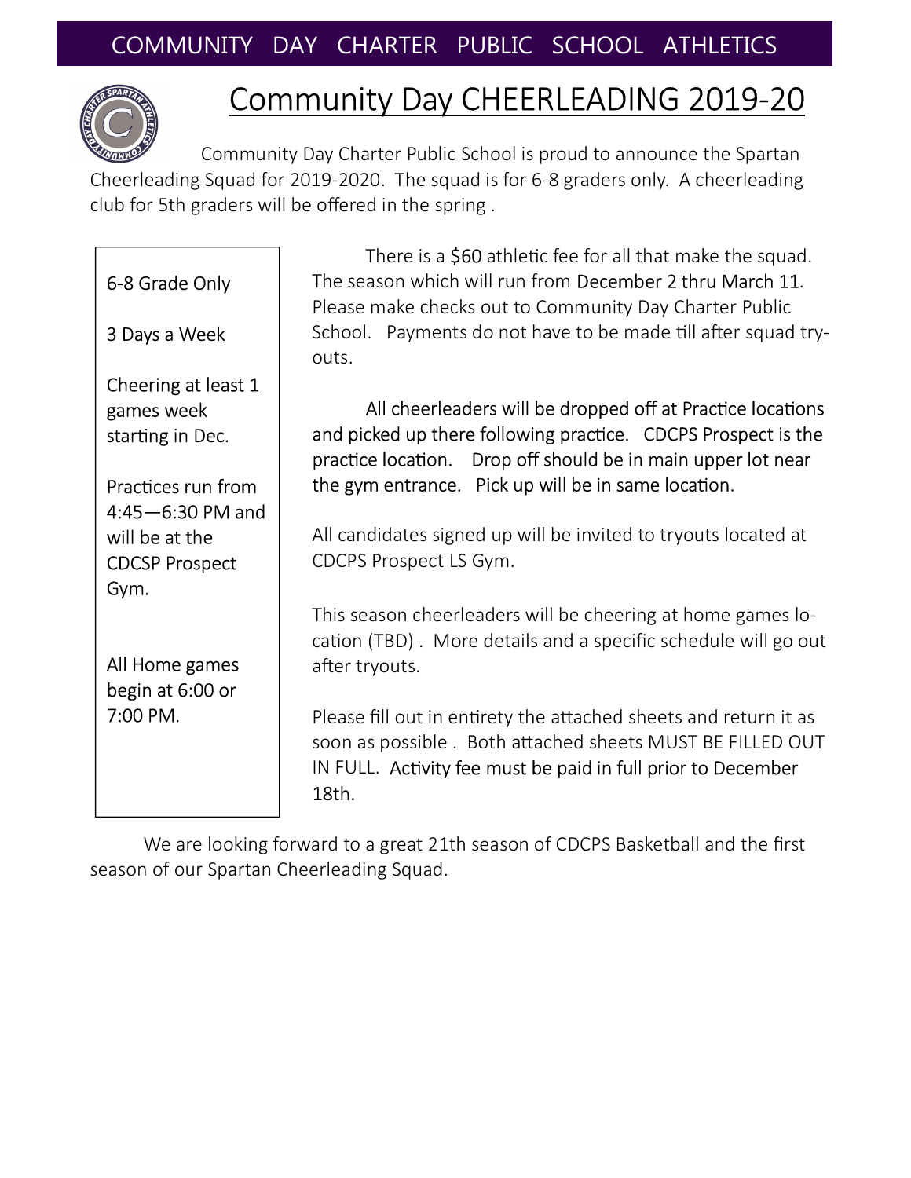COMMUNITY DAY CHARTER PUBLIC SCHOOL ATHLETICS

# Community Day CHEERLEADING 2019-20

Community Day Charter Public School is proud to announce the Spartan Cheerleading Squad for 2019-2020. The squad is for 6-8 graders only. A cheerleading club for 5th graders will be offered in the spring .

6-8 Grade Only

3 Days a Week

Cheering at least 1 games week starting in Dec.

Practices run from 4:45—6:30 PM and will be at the CDCSP Prospect Gym.

All Home games begin at 6:00 or 7:00 PM.

There is a $60 athletic fee for all that make the squad. The season which will run from December 2 thru March 11. Please make checks out to Community Day Charter Public School. Payments do not have to be made till after squad try-outs.

All cheerleaders will be dropped off at Practice locations and picked up there following practice. CDCPS Prospect is the practice location. Drop off should be in main upper lot near the gym entrance. Pick up will be in same location.

All candidates signed up will be invited to tryouts located at CDCPS Prospect LS Gym.

This season cheerleaders will be cheering at home games location (TBD) . More details and a specific schedule will go out after tryouts.

Please fill out in entirety the attached sheets and return it as soon as possible . Both attached sheets MUST BE FILLED OUT IN FULL. Activity fee must be paid in full prior to December 18th.

We are looking forward to a great 21th season of CDCPS Basketball and the first season of our Spartan Cheerleading Squad.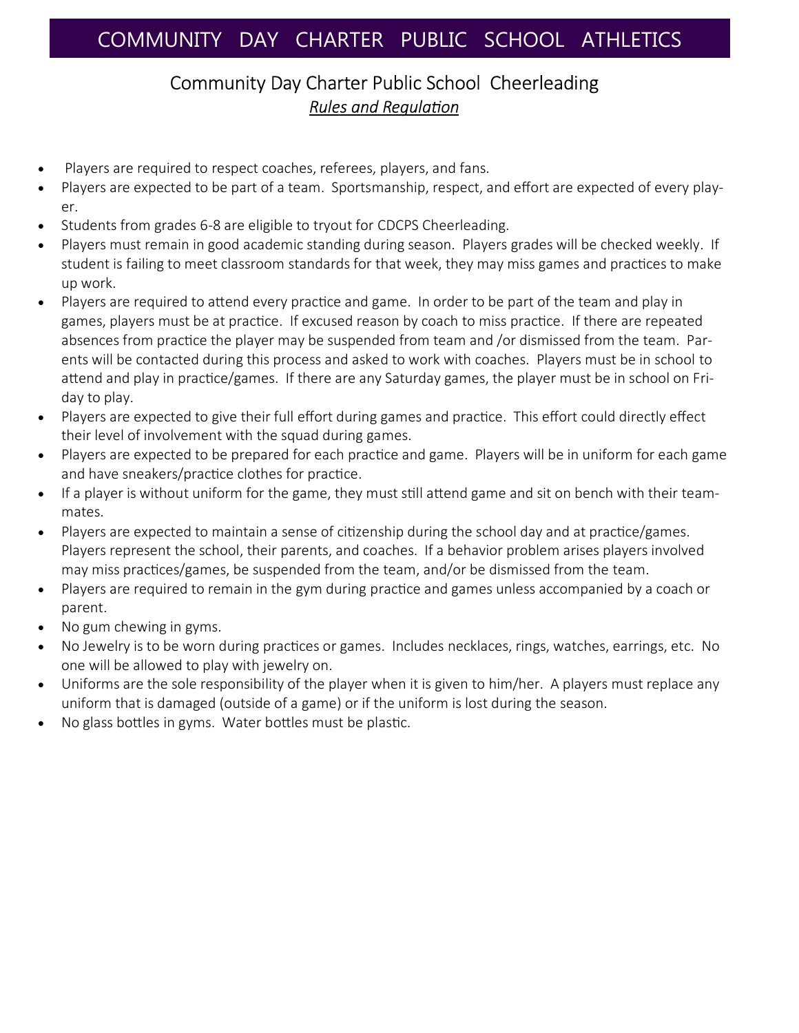# COMMUNITY DAY CHARTER PUBLIC SCHOOL ATHLETICS

## Community Day Charter Public School Cheerleading

*Rules and Regulation*

- Players are required to respect coaches, referees, players, and fans.
- Players are expected to be part of a team. Sportsmanship, respect, and effort are expected of every player.
- Students from grades 6-8 are eligible to tryout for CDCPS Cheerleading.
- Players must remain in good academic standing during season. Players grades will be checked weekly. If student is failing to meet classroom standards for that week, they may miss games and practices to make up work.
- Players are required to attend every practice and game. In order to be part of the team and play in games, players must be at practice. If excused reason by coach to miss practice. If there are repeated absences from practice the player may be suspended from team and /or dismissed from the team. Parents will be contacted during this process and asked to work with coaches. Players must be in school to attend and play in practice/games. If there are any Saturday games, the player must be in school on Friday to play.
- Players are expected to give their full effort during games and practice. This effort could directly effect their level of involvement with the squad during games.
- Players are expected to be prepared for each practice and game. Players will be in uniform for each game and have sneakers/practice clothes for practice.
- If a player is without uniform for the game, they must still attend game and sit on bench with their teammates.
- Players are expected to maintain a sense of citizenship during the school day and at practice/games. Players represent the school, their parents, and coaches. If a behavior problem arises players involved may miss practices/games, be suspended from the team, and/or be dismissed from the team.
- Players are required to remain in the gym during practice and games unless accompanied by a coach or parent.
- No gum chewing in gyms.
- No Jewelry is to be worn during practices or games. Includes necklaces, rings, watches, earrings, etc. No one will be allowed to play with jewelry on.
- Uniforms are the sole responsibility of the player when it is given to him/her. A players must replace any uniform that is damaged (outside of a game) or if the uniform is lost during the season.
- No glass bottles in gyms. Water bottles must be plastic.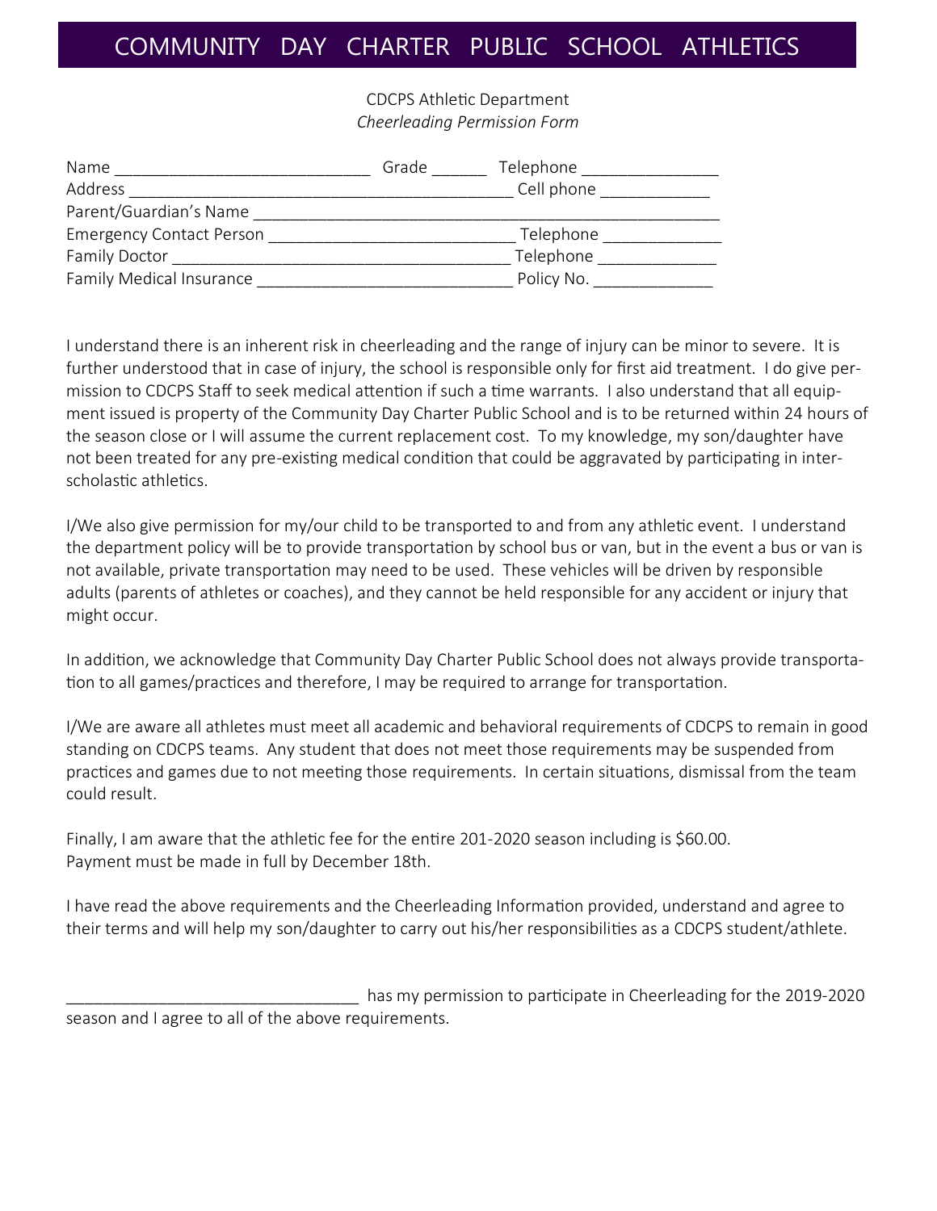# COMMUNITY DAY CHARTER PUBLIC SCHOOL ATHLETICS

CDCPS Athletic Department
*Cheerleading Permission Form*

Name ____________________________ Grade ______ Telephone _______________
Address __________________________________________ Cell phone ____________
Parent/Guardian's Name ____________________________________________________
Emergency Contact Person ___________________________ Telephone _____________
Family Doctor ____________________________________ Telephone _____________
Family Medical Insurance ___________________________ Policy No. _____________

I understand there is an inherent risk in cheerleading and the range of injury can be minor to severe. It is further understood that in case of injury, the school is responsible only for first aid treatment. I do give permission to CDCPS Staff to seek medical attention if such a time warrants. I also understand that all equipment issued is property of the Community Day Charter Public School and is to be returned within 24 hours of the season close or I will assume the current replacement cost. To my knowledge, my son/daughter have not been treated for any pre-existing medical condition that could be aggravated by participating in interscholastic athletics.

I/We also give permission for my/our child to be transported to and from any athletic event. I understand the department policy will be to provide transportation by school bus or van, but in the event a bus or van is not available, private transportation may need to be used. These vehicles will be driven by responsible adults (parents of athletes or coaches), and they cannot be held responsible for any accident or injury that might occur.

In addition, we acknowledge that Community Day Charter Public School does not always provide transportation to all games/practices and therefore, I may be required to arrange for transportation.

I/We are aware all athletes must meet all academic and behavioral requirements of CDCPS to remain in good standing on CDCPS teams. Any student that does not meet those requirements may be suspended from practices and games due to not meeting those requirements. In certain situations, dismissal from the team could result.

Finally, I am aware that the athletic fee for the entire 201-2020 season including is $60.00.
Payment must be made in full by December 18th.

I have read the above requirements and the Cheerleading Information provided, understand and agree to their terms and will help my son/daughter to carry out his/her responsibilities as a CDCPS student/athlete.

________________________________ has my permission to participate in Cheerleading for the 2019-2020 season and I agree to all of the above requirements.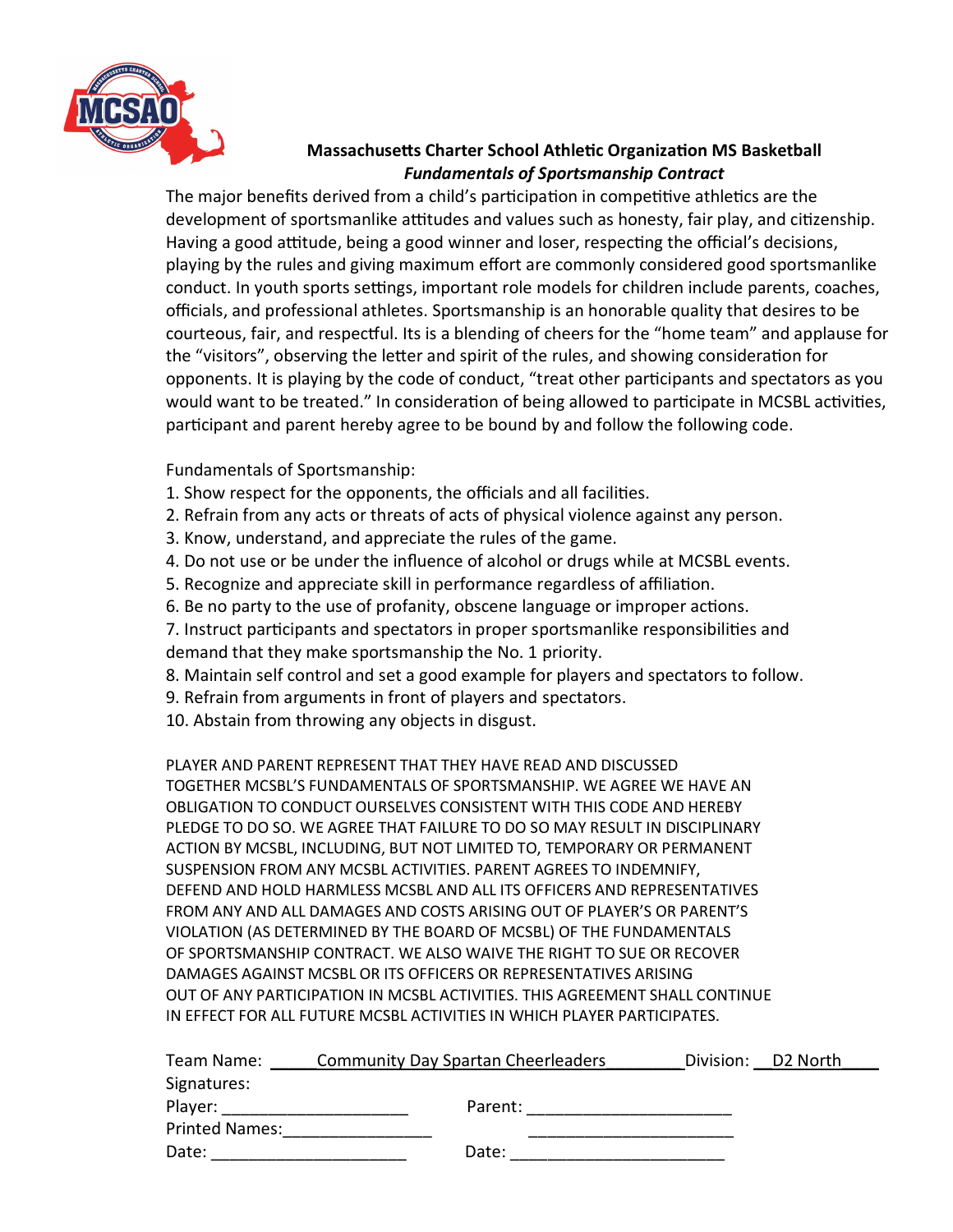**Massachusetts Charter School Athletic Organization MS Basketball**
***Fundamentals of Sportsmanship Contract***

The major benefits derived from a child's participation in competitive athletics are the development of sportsmanlike attitudes and values such as honesty, fair play, and citizenship. Having a good attitude, being a good winner and loser, respecting the official's decisions, playing by the rules and giving maximum effort are commonly considered good sportsmanlike conduct. In youth sports settings, important role models for children include parents, coaches, officials, and professional athletes. Sportsmanship is an honorable quality that desires to be courteous, fair, and respectful. Its is a blending of cheers for the "home team" and applause for the "visitors", observing the letter and spirit of the rules, and showing consideration for opponents. It is playing by the code of conduct, "treat other participants and spectators as you would want to be treated." In consideration of being allowed to participate in MCSBL activities, participant and parent hereby agree to be bound by and follow the following code.

Fundamentals of Sportsmanship:

1. Show respect for the opponents, the officials and all facilities.
2. Refrain from any acts or threats of acts of physical violence against any person.
3. Know, understand, and appreciate the rules of the game.
4. Do not use or be under the influence of alcohol or drugs while at MCSBL events.
5. Recognize and appreciate skill in performance regardless of affiliation.
6. Be no party to the use of profanity, obscene language or improper actions.
7. Instruct participants and spectators in proper sportsmanlike responsibilities and demand that they make sportsmanship the No. 1 priority.
8. Maintain self control and set a good example for players and spectators to follow.
9. Refrain from arguments in front of players and spectators.
10. Abstain from throwing any objects in disgust.

PLAYER AND PARENT REPRESENT THAT THEY HAVE READ AND DISCUSSED TOGETHER MCSBL'S FUNDAMENTALS OF SPORTSMANSHIP. WE AGREE WE HAVE AN OBLIGATION TO CONDUCT OURSELVES CONSISTENT WITH THIS CODE AND HEREBY PLEDGE TO DO SO. WE AGREE THAT FAILURE TO DO SO MAY RESULT IN DISCIPLINARY ACTION BY MCSBL, INCLUDING, BUT NOT LIMITED TO, TEMPORARY OR PERMANENT SUSPENSION FROM ANY MCSBL ACTIVITIES. PARENT AGREES TO INDEMNIFY, DEFEND AND HOLD HARMLESS MCSBL AND ALL ITS OFFICERS AND REPRESENTATIVES FROM ANY AND ALL DAMAGES AND COSTS ARISING OUT OF PLAYER'S OR PARENT'S VIOLATION (AS DETERMINED BY THE BOARD OF MCSBL) OF THE FUNDAMENTALS OF SPORTSMANSHIP CONTRACT. WE ALSO WAIVE THE RIGHT TO SUE OR RECOVER DAMAGES AGAINST MCSBL OR ITS OFFICERS OR REPRESENTATIVES ARISING OUT OF ANY PARTICIPATION IN MCSBL ACTIVITIES. THIS AGREEMENT SHALL CONTINUE IN EFFECT FOR ALL FUTURE MCSBL ACTIVITIES IN WHICH PLAYER PARTICIPATES.

Team Name: Community Day Spartan Cheerleaders Division: D2 North

Signatures:

Player: ____________________ Parent: ____________________

Printed Names: ________________ ____________________

Date: ____________________ Date: ____________________